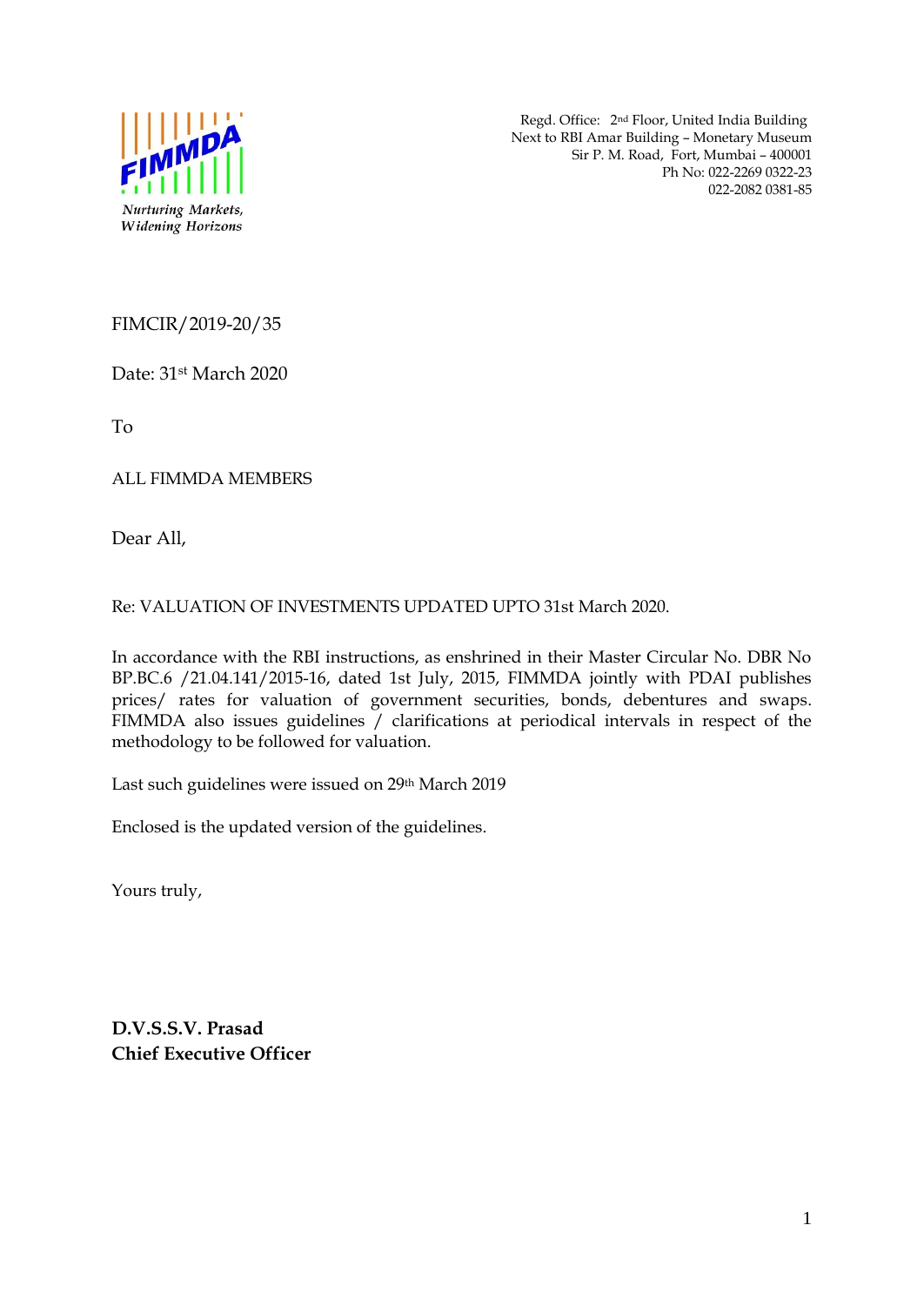FIMMDA

*Nurturing Markets, Widening Horizons*

Regd. Office: 2nd Floor, United India Building
Next to RBI Amar Building – Monetary Museum
Sir P. M. Road, Fort, Mumbai – 400001
Ph No: 022-2269 0322-23
022-2082 0381-85

FIMCIR/2019-20/35

Date: 31st March 2020

To

ALL FIMMDA MEMBERS

Dear All,

Re: VALUATION OF INVESTMENTS UPDATED UPTO 31st March 2020.

In accordance with the RBI instructions, as enshrined in their Master Circular No. DBR No BP.BC.6 /21.04.141/2015-16, dated 1st July, 2015, FIMMDA jointly with PDAI publishes prices/ rates for valuation of government securities, bonds, debentures and swaps. FIMMDA also issues guidelines / clarifications at periodical intervals in respect of the methodology to be followed for valuation.

Last such guidelines were issued on 29th March 2019

Enclosed is the updated version of the guidelines.

Yours truly,

**D.V.S.S.V. Prasad**
**Chief Executive Officer**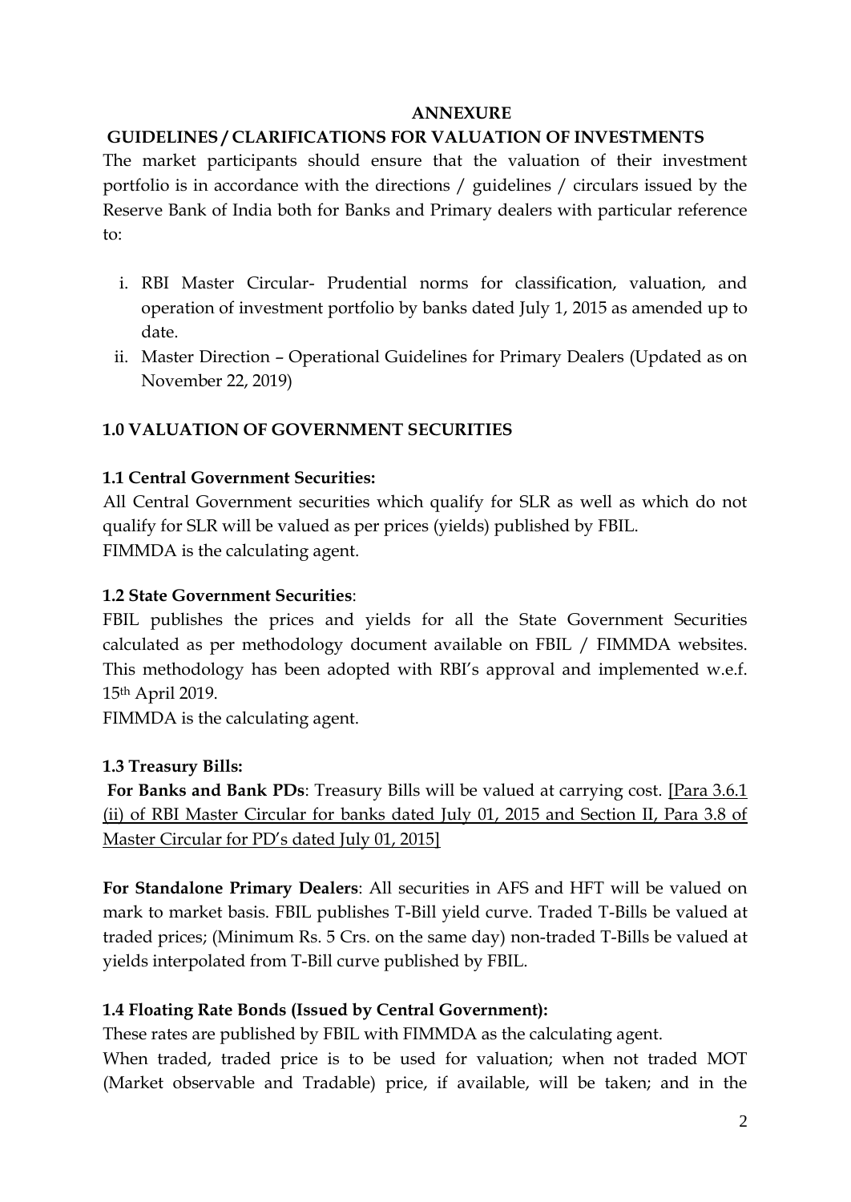**ANNEXURE**

**GUIDELINES / CLARIFICATIONS FOR VALUATION OF INVESTMENTS**

The market participants should ensure that the valuation of their investment portfolio is in accordance with the directions / guidelines / circulars issued by the Reserve Bank of India both for Banks and Primary dealers with particular reference to:

i. RBI Master Circular- Prudential norms for classification, valuation, and operation of investment portfolio by banks dated July 1, 2015 as amended up to date.
ii. Master Direction – Operational Guidelines for Primary Dealers (Updated as on November 22, 2019)

## 1.0 VALUATION OF GOVERNMENT SECURITIES

### 1.1 Central Government Securities:

All Central Government securities which qualify for SLR as well as which do not qualify for SLR will be valued as per prices (yields) published by FBIL.
FIMMDA is the calculating agent.

### 1.2 State Government Securities:

FBIL publishes the prices and yields for all the State Government Securities calculated as per methodology document available on FBIL / FIMMDA websites. This methodology has been adopted with RBI's approval and implemented w.e.f. 15th April 2019.

FIMMDA is the calculating agent.

### 1.3 Treasury Bills:

**For Banks and Bank PDs**: Treasury Bills will be valued at carrying cost. [Para 3.6.1 (ii) of RBI Master Circular for banks dated July 01, 2015 and Section II, Para 3.8 of Master Circular for PD's dated July 01, 2015]

**For Standalone Primary Dealers**: All securities in AFS and HFT will be valued on mark to market basis. FBIL publishes T-Bill yield curve. Traded T-Bills be valued at traded prices; (Minimum Rs. 5 Crs. on the same day) non-traded T-Bills be valued at yields interpolated from T-Bill curve published by FBIL.

### 1.4 Floating Rate Bonds (Issued by Central Government):

These rates are published by FBIL with FIMMDA as the calculating agent.

When traded, traded price is to be used for valuation; when not traded MOT (Market observable and Tradable) price, if available, will be taken; and in the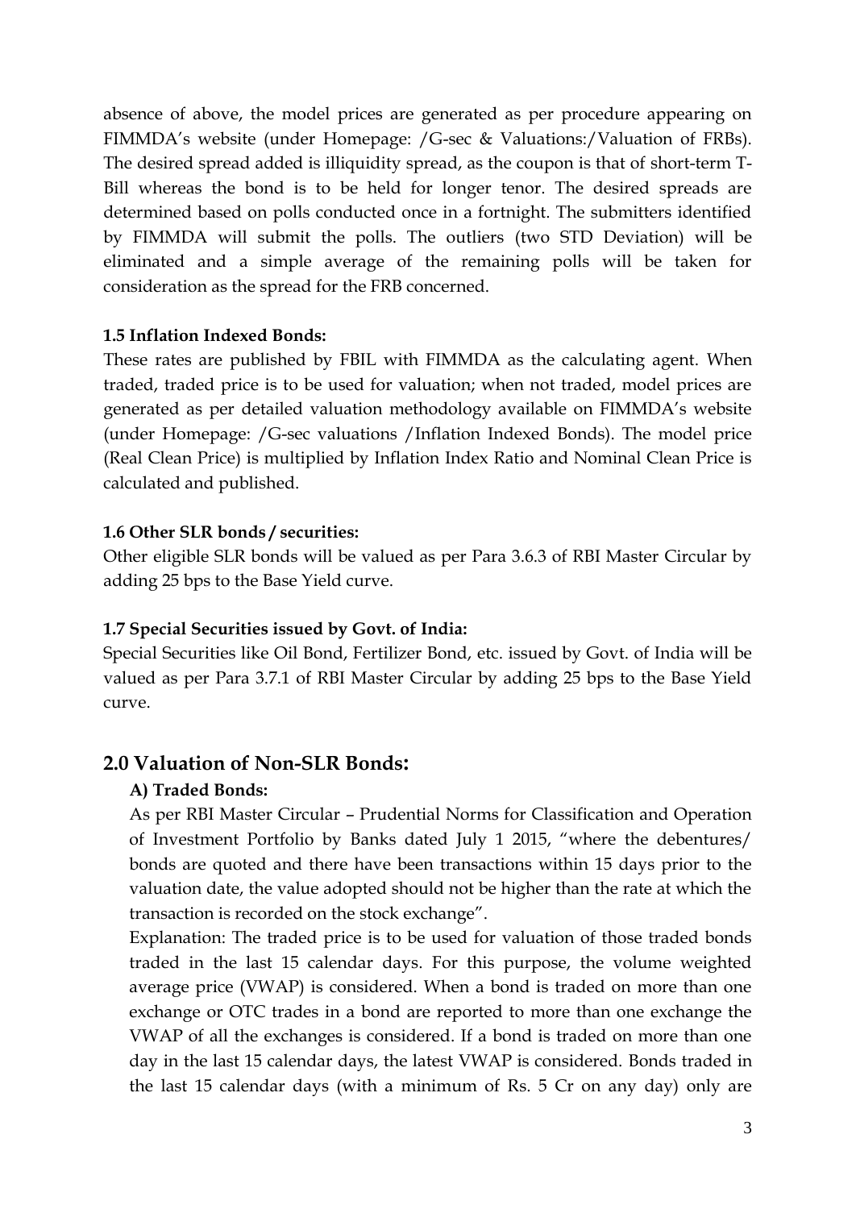absence of above, the model prices are generated as per procedure appearing on FIMMDA's website (under Homepage: /G-sec & Valuations:/Valuation of FRBs). The desired spread added is illiquidity spread, as the coupon is that of short-term T-Bill whereas the bond is to be held for longer tenor. The desired spreads are determined based on polls conducted once in a fortnight. The submitters identified by FIMMDA will submit the polls. The outliers (two STD Deviation) will be eliminated and a simple average of the remaining polls will be taken for consideration as the spread for the FRB concerned.

#### 1.5 Inflation Indexed Bonds:

These rates are published by FBIL with FIMMDA as the calculating agent. When traded, traded price is to be used for valuation; when not traded, model prices are generated as per detailed valuation methodology available on FIMMDA's website (under Homepage: /G-sec valuations /Inflation Indexed Bonds). The model price (Real Clean Price) is multiplied by Inflation Index Ratio and Nominal Clean Price is calculated and published.

#### 1.6 Other SLR bonds / securities:

Other eligible SLR bonds will be valued as per Para 3.6.3 of RBI Master Circular by adding 25 bps to the Base Yield curve.

#### 1.7 Special Securities issued by Govt. of India:

Special Securities like Oil Bond, Fertilizer Bond, etc. issued by Govt. of India will be valued as per Para 3.7.1 of RBI Master Circular by adding 25 bps to the Base Yield curve.

## 2.0 Valuation of Non-SLR Bonds:

#### A) Traded Bonds:

As per RBI Master Circular – Prudential Norms for Classification and Operation of Investment Portfolio by Banks dated July 1 2015, "where the debentures/ bonds are quoted and there have been transactions within 15 days prior to the valuation date, the value adopted should not be higher than the rate at which the transaction is recorded on the stock exchange".

Explanation: The traded price is to be used for valuation of those traded bonds traded in the last 15 calendar days. For this purpose, the volume weighted average price (VWAP) is considered. When a bond is traded on more than one exchange or OTC trades in a bond are reported to more than one exchange the VWAP of all the exchanges is considered. If a bond is traded on more than one day in the last 15 calendar days, the latest VWAP is considered. Bonds traded in the last 15 calendar days (with a minimum of Rs. 5 Cr on any day) only are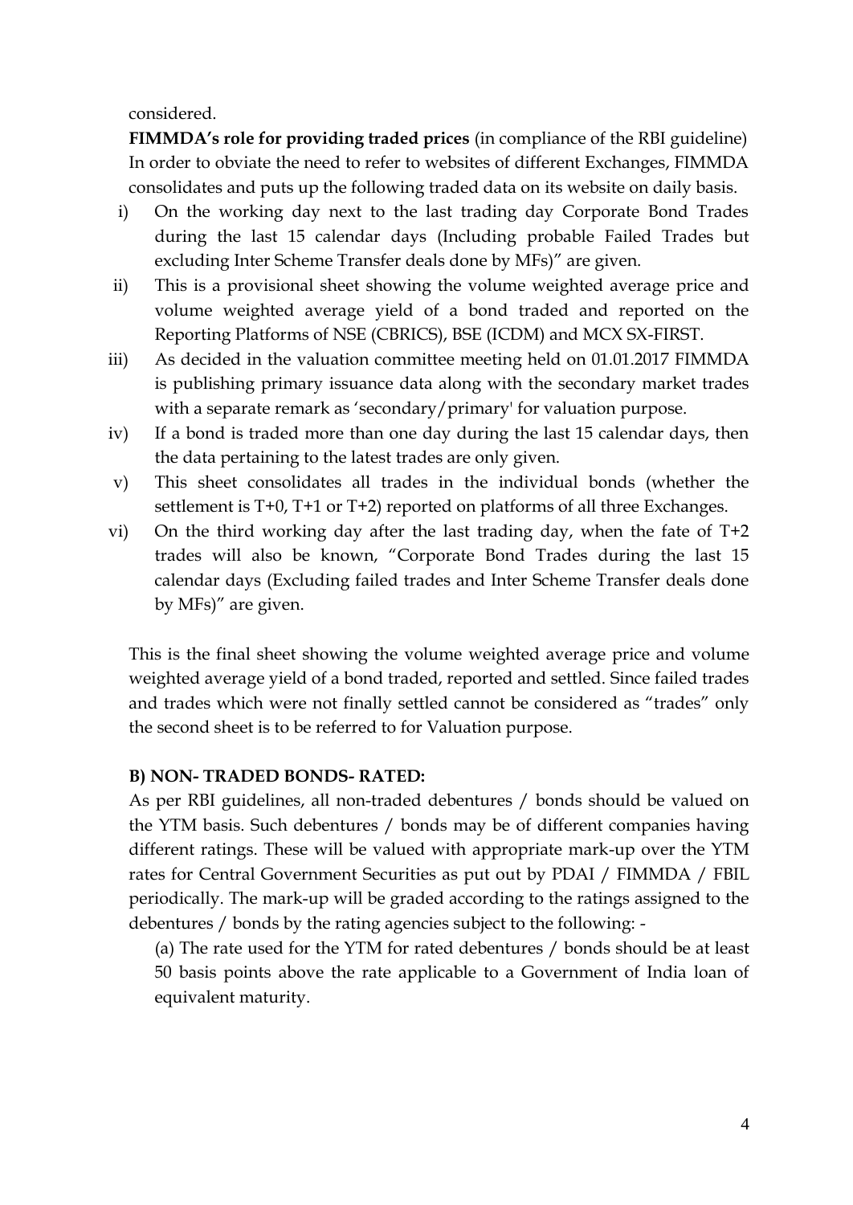considered.

**FIMMDA's role for providing traded prices** (in compliance of the RBI guideline) In order to obviate the need to refer to websites of different Exchanges, FIMMDA consolidates and puts up the following traded data on its website on daily basis.

i) On the working day next to the last trading day Corporate Bond Trades during the last 15 calendar days (Including probable Failed Trades but excluding Inter Scheme Transfer deals done by MFs)" are given.

ii) This is a provisional sheet showing the volume weighted average price and volume weighted average yield of a bond traded and reported on the Reporting Platforms of NSE (CBRICS), BSE (ICDM) and MCX SX-FIRST.

iii) As decided in the valuation committee meeting held on 01.01.2017 FIMMDA is publishing primary issuance data along with the secondary market trades with a separate remark as 'secondary/primary' for valuation purpose.

iv) If a bond is traded more than one day during the last 15 calendar days, then the data pertaining to the latest trades are only given.

v) This sheet consolidates all trades in the individual bonds (whether the settlement is T+0, T+1 or T+2) reported on platforms of all three Exchanges.

vi) On the third working day after the last trading day, when the fate of T+2 trades will also be known, "Corporate Bond Trades during the last 15 calendar days (Excluding failed trades and Inter Scheme Transfer deals done by MFs)" are given.

This is the final sheet showing the volume weighted average price and volume weighted average yield of a bond traded, reported and settled. Since failed trades and trades which were not finally settled cannot be considered as "trades" only the second sheet is to be referred to for Valuation purpose.

**B) NON- TRADED BONDS- RATED:**

As per RBI guidelines, all non-traded debentures / bonds should be valued on the YTM basis. Such debentures / bonds may be of different companies having different ratings. These will be valued with appropriate mark-up over the YTM rates for Central Government Securities as put out by PDAI / FIMMDA / FBIL periodically. The mark-up will be graded according to the ratings assigned to the debentures / bonds by the rating agencies subject to the following: -

(a) The rate used for the YTM for rated debentures / bonds should be at least 50 basis points above the rate applicable to a Government of India loan of equivalent maturity.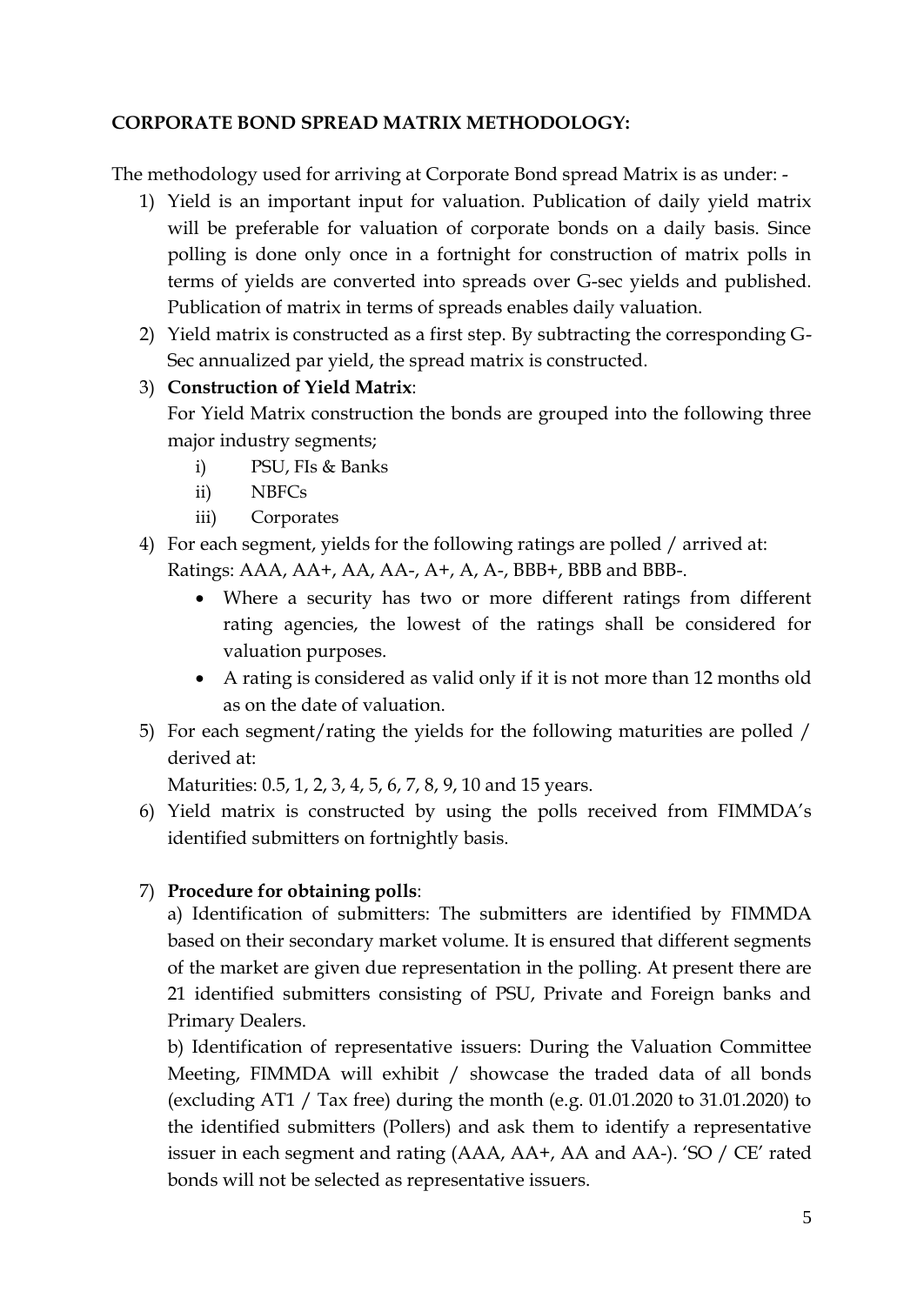**CORPORATE BOND SPREAD MATRIX METHODOLOGY:**

The methodology used for arriving at Corporate Bond spread Matrix is as under: -

1) Yield is an important input for valuation. Publication of daily yield matrix will be preferable for valuation of corporate bonds on a daily basis. Since polling is done only once in a fortnight for construction of matrix polls in terms of yields are converted into spreads over G-sec yields and published. Publication of matrix in terms of spreads enables daily valuation.
2) Yield matrix is constructed as a first step. By subtracting the corresponding G-Sec annualized par yield, the spread matrix is constructed.
3) **Construction of Yield Matrix**:
   For Yield Matrix construction the bonds are grouped into the following three major industry segments;
   i) PSU, FIs & Banks
   ii) NBFCs
   iii) Corporates
4) For each segment, yields for the following ratings are polled / arrived at:
   Ratings: AAA, AA+, AA, AA-, A+, A, A-, BBB+, BBB and BBB-.
   - Where a security has two or more different ratings from different rating agencies, the lowest of the ratings shall be considered for valuation purposes.
   - A rating is considered as valid only if it is not more than 12 months old as on the date of valuation.
5) For each segment/rating the yields for the following maturities are polled / derived at:
   Maturities: 0.5, 1, 2, 3, 4, 5, 6, 7, 8, 9, 10 and 15 years.
6) Yield matrix is constructed by using the polls received from FIMMDA's identified submitters on fortnightly basis.

7) **Procedure for obtaining polls**:
   a) Identification of submitters: The submitters are identified by FIMMDA based on their secondary market volume. It is ensured that different segments of the market are given due representation in the polling. At present there are 21 identified submitters consisting of PSU, Private and Foreign banks and Primary Dealers.
   b) Identification of representative issuers: During the Valuation Committee Meeting, FIMMDA will exhibit / showcase the traded data of all bonds (excluding AT1 / Tax free) during the month (e.g. 01.01.2020 to 31.01.2020) to the identified submitters (Pollers) and ask them to identify a representative issuer in each segment and rating (AAA, AA+, AA and AA-). 'SO / CE' rated bonds will not be selected as representative issuers.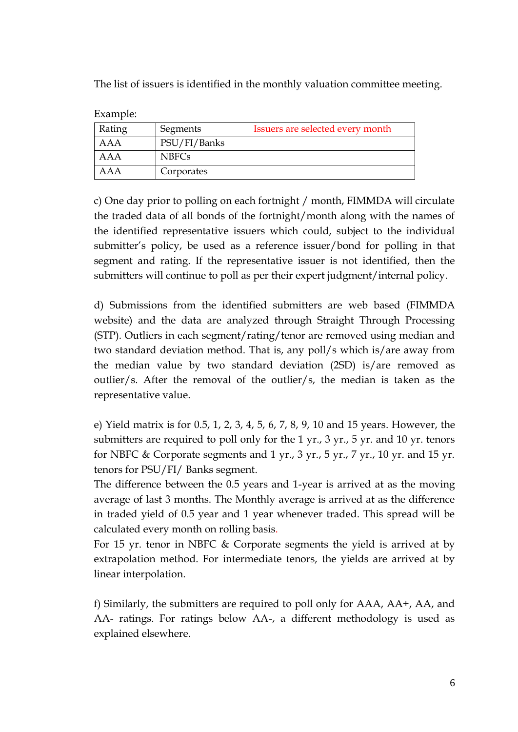The list of issuers is identified in the monthly valuation committee meeting.

Example:

| Rating | Segments | Issuers are selected every month |
|---|---|---|
| AAA | PSU/FI/Banks | |
| AAA | NBFCs | |
| AAA | Corporates | |

c) One day prior to polling on each fortnight / month, FIMMDA will circulate the traded data of all bonds of the fortnight/month along with the names of the identified representative issuers which could, subject to the individual submitter's policy, be used as a reference issuer/bond for polling in that segment and rating. If the representative issuer is not identified, then the submitters will continue to poll as per their expert judgment/internal policy.

d) Submissions from the identified submitters are web based (FIMMDA website) and the data are analyzed through Straight Through Processing (STP). Outliers in each segment/rating/tenor are removed using median and two standard deviation method. That is, any poll/s which is/are away from the median value by two standard deviation (2SD) is/are removed as outlier/s. After the removal of the outlier/s, the median is taken as the representative value.

e) Yield matrix is for 0.5, 1, 2, 3, 4, 5, 6, 7, 8, 9, 10 and 15 years. However, the submitters are required to poll only for the 1 yr., 3 yr., 5 yr. and 10 yr. tenors for NBFC & Corporate segments and 1 yr., 3 yr., 5 yr., 7 yr., 10 yr. and 15 yr. tenors for PSU/FI/ Banks segment.

The difference between the 0.5 years and 1-year is arrived at as the moving average of last 3 months. The Monthly average is arrived at as the difference in traded yield of 0.5 year and 1 year whenever traded. This spread will be calculated every month on rolling basis.

For 15 yr. tenor in NBFC & Corporate segments the yield is arrived at by extrapolation method. For intermediate tenors, the yields are arrived at by linear interpolation.

f) Similarly, the submitters are required to poll only for AAA, AA+, AA, and AA- ratings. For ratings below AA-, a different methodology is used as explained elsewhere.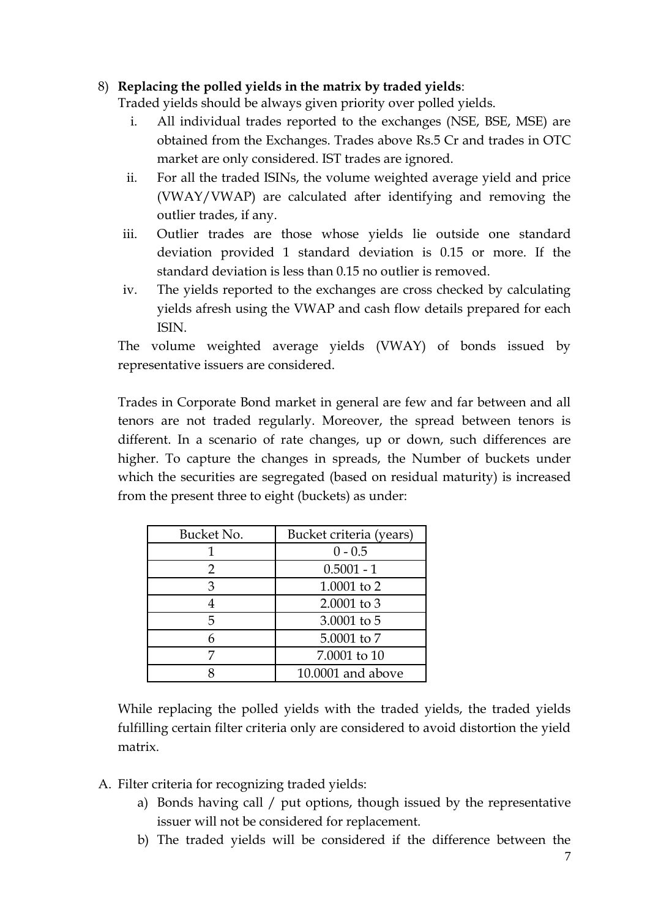8) **Replacing the polled yields in the matrix by traded yields**:

   Traded yields should be always given priority over polled yields.

   i. All individual trades reported to the exchanges (NSE, BSE, MSE) are obtained from the Exchanges. Trades above Rs.5 Cr and trades in OTC market are only considered. IST trades are ignored.
   ii. For all the traded ISINs, the volume weighted average yield and price (VWAY/VWAP) are calculated after identifying and removing the outlier trades, if any.
   iii. Outlier trades are those whose yields lie outside one standard deviation provided 1 standard deviation is 0.15 or more. If the standard deviation is less than 0.15 no outlier is removed.
   iv. The yields reported to the exchanges are cross checked by calculating yields afresh using the VWAP and cash flow details prepared for each ISIN.

   The volume weighted average yields (VWAY) of bonds issued by representative issuers are considered.

   Trades in Corporate Bond market in general are few and far between and all tenors are not traded regularly. Moreover, the spread between tenors is different. In a scenario of rate changes, up or down, such differences are higher. To capture the changes in spreads, the Number of buckets under which the securities are segregated (based on residual maturity) is increased from the present three to eight (buckets) as under:

| Bucket No. | Bucket criteria (years) |
|---|---|
| 1 | 0 - 0.5 |
| 2 | 0.5001 - 1 |
| 3 | 1.0001 to 2 |
| 4 | 2.0001 to 3 |
| 5 | 3.0001 to 5 |
| 6 | 5.0001 to 7 |
| 7 | 7.0001 to 10 |
| 8 | 10.0001 and above |

   While replacing the polled yields with the traded yields, the traded yields fulfilling certain filter criteria only are considered to avoid distortion the yield matrix.

A. Filter criteria for recognizing traded yields:

   a) Bonds having call / put options, though issued by the representative issuer will not be considered for replacement.
   b) The traded yields will be considered if the difference between the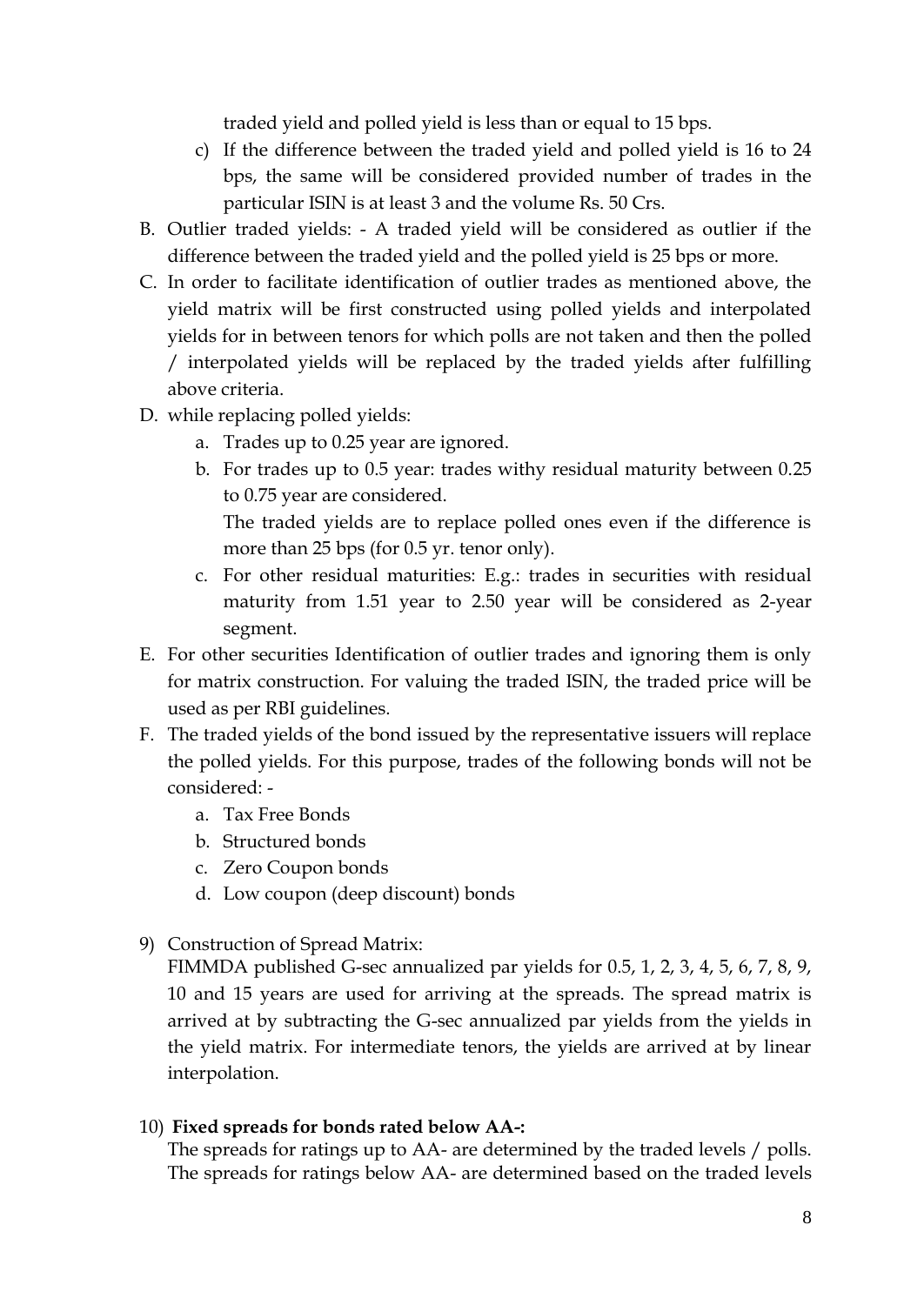traded yield and polled yield is less than or equal to 15 bps.

c) If the difference between the traded yield and polled yield is 16 to 24 bps, the same will be considered provided number of trades in the particular ISIN is at least 3 and the volume Rs. 50 Crs.

B. Outlier traded yields: - A traded yield will be considered as outlier if the difference between the traded yield and the polled yield is 25 bps or more.

C. In order to facilitate identification of outlier trades as mentioned above, the yield matrix will be first constructed using polled yields and interpolated yields for in between tenors for which polls are not taken and then the polled / interpolated yields will be replaced by the traded yields after fulfilling above criteria.

D. while replacing polled yields:
   a. Trades up to 0.25 year are ignored.
   b. For trades up to 0.5 year: trades withy residual maturity between 0.25 to 0.75 year are considered.
      The traded yields are to replace polled ones even if the difference is more than 25 bps (for 0.5 yr. tenor only).
   c. For other residual maturities: E.g.: trades in securities with residual maturity from 1.51 year to 2.50 year will be considered as 2-year segment.

E. For other securities Identification of outlier trades and ignoring them is only for matrix construction. For valuing the traded ISIN, the traded price will be used as per RBI guidelines.

F. The traded yields of the bond issued by the representative issuers will replace the polled yields. For this purpose, trades of the following bonds will not be considered: -
   a. Tax Free Bonds
   b. Structured bonds
   c. Zero Coupon bonds
   d. Low coupon (deep discount) bonds

9) Construction of Spread Matrix:
   FIMMDA published G-sec annualized par yields for 0.5, 1, 2, 3, 4, 5, 6, 7, 8, 9, 10 and 15 years are used for arriving at the spreads. The spread matrix is arrived at by subtracting the G-sec annualized par yields from the yields in the yield matrix. For intermediate tenors, the yields are arrived at by linear interpolation.

10) **Fixed spreads for bonds rated below AA-:**
   The spreads for ratings up to AA- are determined by the traded levels / polls. The spreads for ratings below AA- are determined based on the traded levels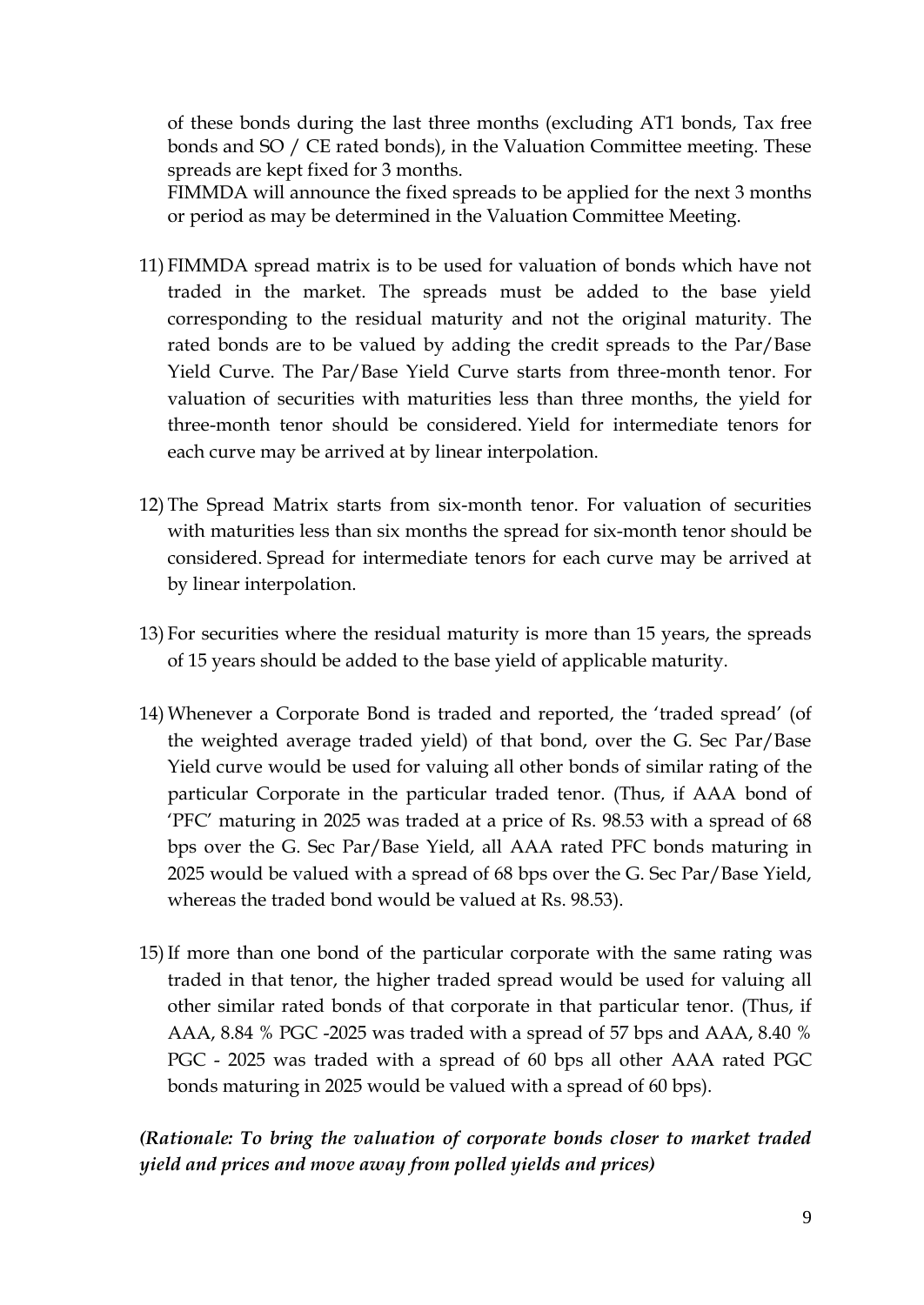of these bonds during the last three months (excluding AT1 bonds, Tax free bonds and SO / CE rated bonds), in the Valuation Committee meeting. These spreads are kept fixed for 3 months.
FIMMDA will announce the fixed spreads to be applied for the next 3 months or period as may be determined in the Valuation Committee Meeting.

11) FIMMDA spread matrix is to be used for valuation of bonds which have not traded in the market. The spreads must be added to the base yield corresponding to the residual maturity and not the original maturity. The rated bonds are to be valued by adding the credit spreads to the Par/Base Yield Curve. The Par/Base Yield Curve starts from three-month tenor. For valuation of securities with maturities less than three months, the yield for three-month tenor should be considered. Yield for intermediate tenors for each curve may be arrived at by linear interpolation.

12) The Spread Matrix starts from six-month tenor. For valuation of securities with maturities less than six months the spread for six-month tenor should be considered. Spread for intermediate tenors for each curve may be arrived at by linear interpolation.

13) For securities where the residual maturity is more than 15 years, the spreads of 15 years should be added to the base yield of applicable maturity.

14) Whenever a Corporate Bond is traded and reported, the 'traded spread' (of the weighted average traded yield) of that bond, over the G. Sec Par/Base Yield curve would be used for valuing all other bonds of similar rating of the particular Corporate in the particular traded tenor. (Thus, if AAA bond of 'PFC' maturing in 2025 was traded at a price of Rs. 98.53 with a spread of 68 bps over the G. Sec Par/Base Yield, all AAA rated PFC bonds maturing in 2025 would be valued with a spread of 68 bps over the G. Sec Par/Base Yield, whereas the traded bond would be valued at Rs. 98.53).

15) If more than one bond of the particular corporate with the same rating was traded in that tenor, the higher traded spread would be used for valuing all other similar rated bonds of that corporate in that particular tenor. (Thus, if AAA, 8.84 % PGC -2025 was traded with a spread of 57 bps and AAA, 8.40 % PGC - 2025 was traded with a spread of 60 bps all other AAA rated PGC bonds maturing in 2025 would be valued with a spread of 60 bps).

***(Rationale: To bring the valuation of corporate bonds closer to market traded yield and prices and move away from polled yields and prices)***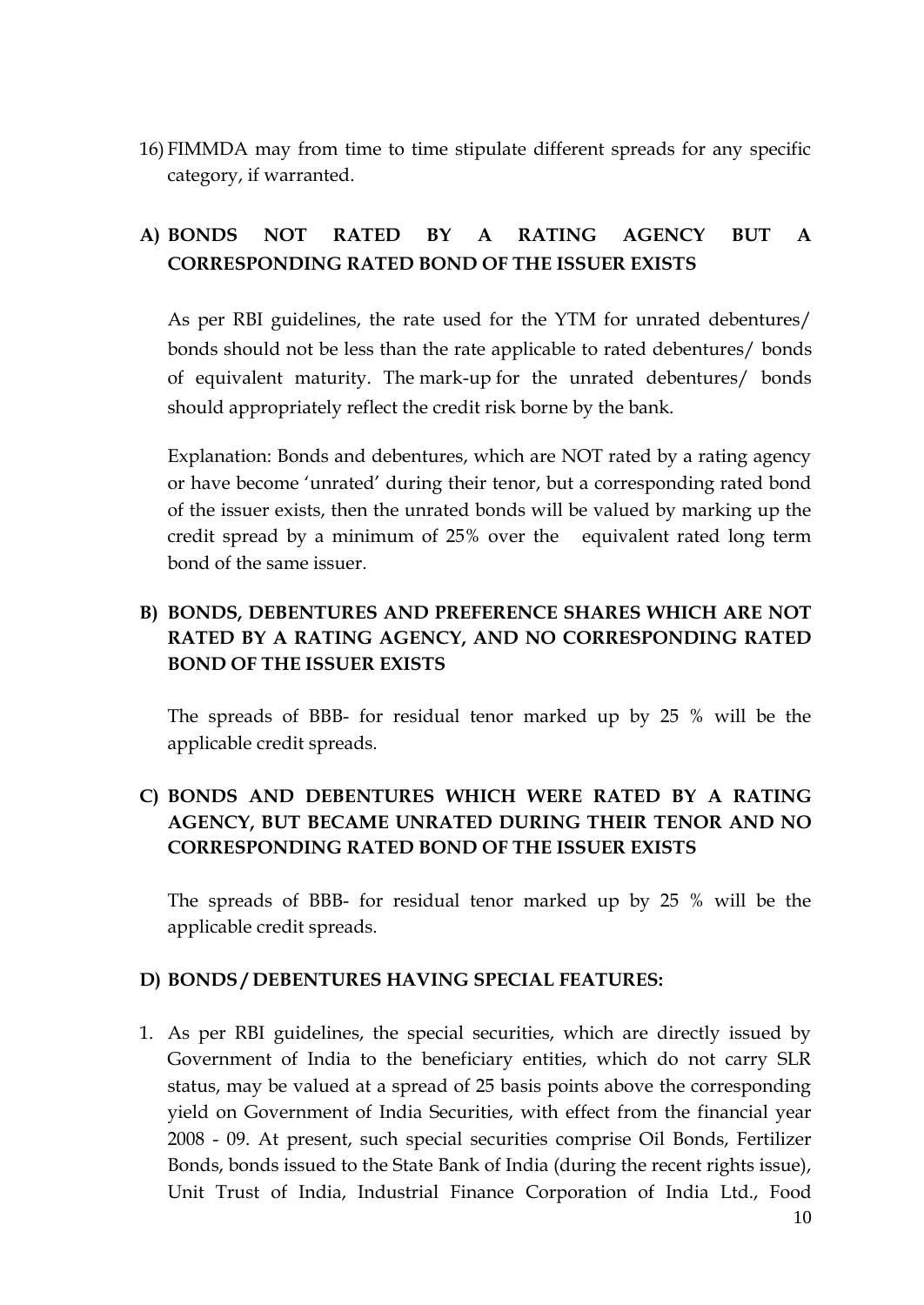16) FIMMDA may from time to time stipulate different spreads for any specific category, if warranted.

## A) BONDS NOT RATED BY A RATING AGENCY BUT A CORRESPONDING RATED BOND OF THE ISSUER EXISTS

As per RBI guidelines, the rate used for the YTM for unrated debentures/ bonds should not be less than the rate applicable to rated debentures/ bonds of equivalent maturity. The mark-up for the unrated debentures/ bonds should appropriately reflect the credit risk borne by the bank.

Explanation: Bonds and debentures, which are NOT rated by a rating agency or have become 'unrated' during their tenor, but a corresponding rated bond of the issuer exists, then the unrated bonds will be valued by marking up the credit spread by a minimum of 25% over the equivalent rated long term bond of the same issuer.

## B) BONDS, DEBENTURES AND PREFERENCE SHARES WHICH ARE NOT RATED BY A RATING AGENCY, AND NO CORRESPONDING RATED BOND OF THE ISSUER EXISTS

The spreads of BBB- for residual tenor marked up by 25 % will be the applicable credit spreads.

## C) BONDS AND DEBENTURES WHICH WERE RATED BY A RATING AGENCY, BUT BECAME UNRATED DURING THEIR TENOR AND NO CORRESPONDING RATED BOND OF THE ISSUER EXISTS

The spreads of BBB- for residual tenor marked up by 25 % will be the applicable credit spreads.

## D) BONDS / DEBENTURES HAVING SPECIAL FEATURES:

1. As per RBI guidelines, the special securities, which are directly issued by Government of India to the beneficiary entities, which do not carry SLR status, may be valued at a spread of 25 basis points above the corresponding yield on Government of India Securities, with effect from the financial year 2008 - 09. At present, such special securities comprise Oil Bonds, Fertilizer Bonds, bonds issued to the State Bank of India (during the recent rights issue), Unit Trust of India, Industrial Finance Corporation of India Ltd., Food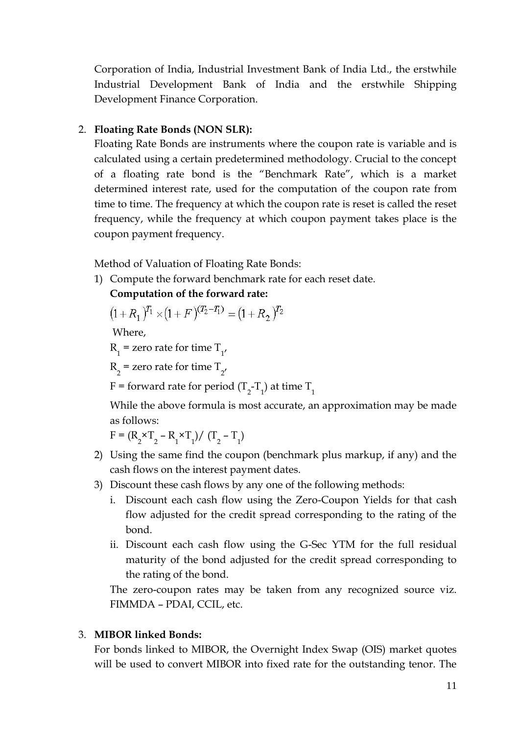Corporation of India, Industrial Investment Bank of India Ltd., the erstwhile Industrial Development Bank of India and the erstwhile Shipping Development Finance Corporation.

2. **Floating Rate Bonds (NON SLR):**

   Floating Rate Bonds are instruments where the coupon rate is variable and is calculated using a certain predetermined methodology. Crucial to the concept of a floating rate bond is the “Benchmark Rate”, which is a market determined interest rate, used for the computation of the coupon rate from time to time. The frequency at which the coupon rate is reset is called the reset frequency, while the frequency at which coupon payment takes place is the coupon payment frequency.

   Method of Valuation of Floating Rate Bonds:

   1) Compute the forward benchmark rate for each reset date.

      **Computation of the forward rate:**

      $$(1+R_1)^{T_1} \times (1+F)^{(T_2-T_1)} = (1+R_2)^{T_2}$$

      Where,

      $R_1$ = zero rate for time $T_1$,

      $R_2$ = zero rate for time $T_2$,

      F = forward rate for period $(T_2\text{-}T_1)$ at time $T_1$

      While the above formula is most accurate, an approximation may be made as follows:

      $F = (R_2 \times T_2 - R_1 \times T_1) / (T_2 - T_1)$

   2) Using the same find the coupon (benchmark plus markup, if any) and the cash flows on the interest payment dates.

   3) Discount these cash flows by any one of the following methods:

      i. Discount each cash flow using the Zero-Coupon Yields for that cash flow adjusted for the credit spread corresponding to the rating of the bond.

      ii. Discount each cash flow using the G-Sec YTM for the full residual maturity of the bond adjusted for the credit spread corresponding to the rating of the bond.

      The zero-coupon rates may be taken from any recognized source viz. FIMMDA – PDAI, CCIL, etc.

3. **MIBOR linked Bonds:**

   For bonds linked to MIBOR, the Overnight Index Swap (OIS) market quotes will be used to convert MIBOR into fixed rate for the outstanding tenor. The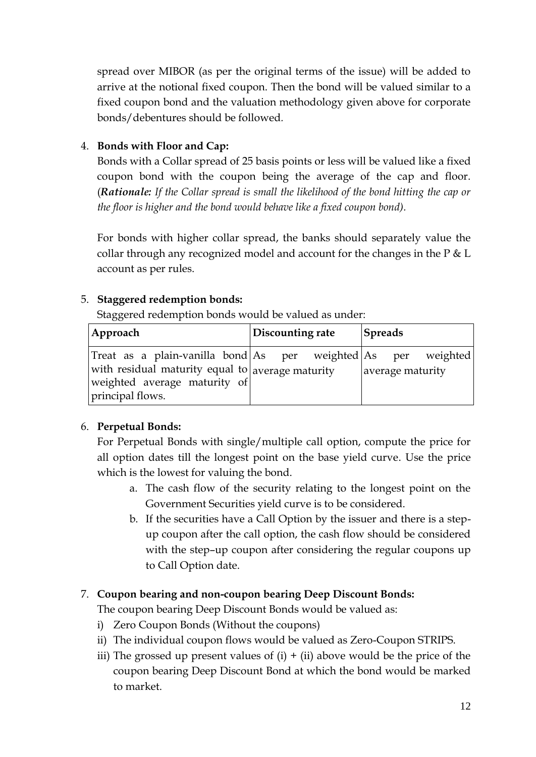spread over MIBOR (as per the original terms of the issue) will be added to arrive at the notional fixed coupon. Then the bond will be valued similar to a fixed coupon bond and the valuation methodology given above for corporate bonds/debentures should be followed.

4. **Bonds with Floor and Cap:**

   Bonds with a Collar spread of 25 basis points or less will be valued like a fixed coupon bond with the coupon being the average of the cap and floor. (***Rationale:*** *If the Collar spread is small the likelihood of the bond hitting the cap or the floor is higher and the bond would behave like a fixed coupon bond).*

   For bonds with higher collar spread, the banks should separately value the collar through any recognized model and account for the changes in the P & L account as per rules.

5. **Staggered redemption bonds:**

   Staggered redemption bonds would be valued as under:

| Approach | Discounting rate | Spreads |
|---|---|---|
| Treat as a plain-vanilla bond with residual maturity equal to weighted average maturity of principal flows. | As per weighted average maturity | As per weighted average maturity |

6. **Perpetual Bonds:**

   For Perpetual Bonds with single/multiple call option, compute the price for all option dates till the longest point on the base yield curve. Use the price which is the lowest for valuing the bond.

   a. The cash flow of the security relating to the longest point on the Government Securities yield curve is to be considered.
   b. If the securities have a Call Option by the issuer and there is a step-up coupon after the call option, the cash flow should be considered with the step–up coupon after considering the regular coupons up to Call Option date.

7. **Coupon bearing and non-coupon bearing Deep Discount Bonds:**

   The coupon bearing Deep Discount Bonds would be valued as:

   i) Zero Coupon Bonds (Without the coupons)
   ii) The individual coupon flows would be valued as Zero-Coupon STRIPS.
   iii) The grossed up present values of (i) + (ii) above would be the price of the coupon bearing Deep Discount Bond at which the bond would be marked to market.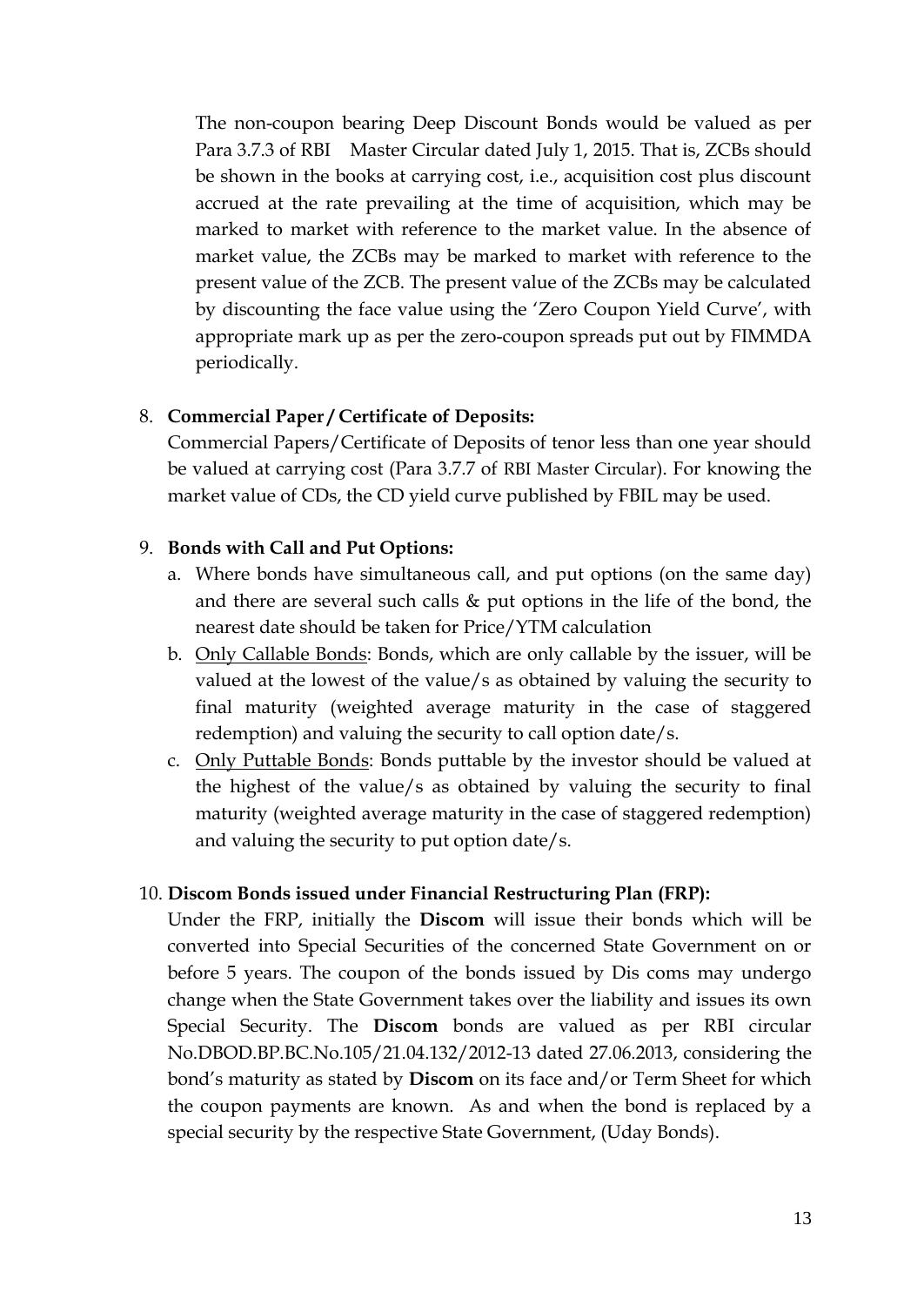The non-coupon bearing Deep Discount Bonds would be valued as per Para 3.7.3 of RBI Master Circular dated July 1, 2015. That is, ZCBs should be shown in the books at carrying cost, i.e., acquisition cost plus discount accrued at the rate prevailing at the time of acquisition, which may be marked to market with reference to the market value. In the absence of market value, the ZCBs may be marked to market with reference to the present value of the ZCB. The present value of the ZCBs may be calculated by discounting the face value using the 'Zero Coupon Yield Curve', with appropriate mark up as per the zero-coupon spreads put out by FIMMDA periodically.

8. **Commercial Paper / Certificate of Deposits:**
   Commercial Papers/Certificate of Deposits of tenor less than one year should be valued at carrying cost (Para 3.7.7 of RBI Master Circular). For knowing the market value of CDs, the CD yield curve published by FBIL may be used.

9. **Bonds with Call and Put Options:**
   a. Where bonds have simultaneous call, and put options (on the same day) and there are several such calls & put options in the life of the bond, the nearest date should be taken for Price/YTM calculation
   b. Only Callable Bonds: Bonds, which are only callable by the issuer, will be valued at the lowest of the value/s as obtained by valuing the security to final maturity (weighted average maturity in the case of staggered redemption) and valuing the security to call option date/s.
   c. Only Puttable Bonds: Bonds puttable by the investor should be valued at the highest of the value/s as obtained by valuing the security to final maturity (weighted average maturity in the case of staggered redemption) and valuing the security to put option date/s.

10. **Discom Bonds issued under Financial Restructuring Plan (FRP):**
    Under the FRP, initially the **Discom** will issue their bonds which will be converted into Special Securities of the concerned State Government on or before 5 years. The coupon of the bonds issued by Dis coms may undergo change when the State Government takes over the liability and issues its own Special Security. The **Discom** bonds are valued as per RBI circular No.DBOD.BP.BC.No.105/21.04.132/2012-13 dated 27.06.2013, considering the bond's maturity as stated by **Discom** on its face and/or Term Sheet for which the coupon payments are known. As and when the bond is replaced by a special security by the respective State Government, (Uday Bonds).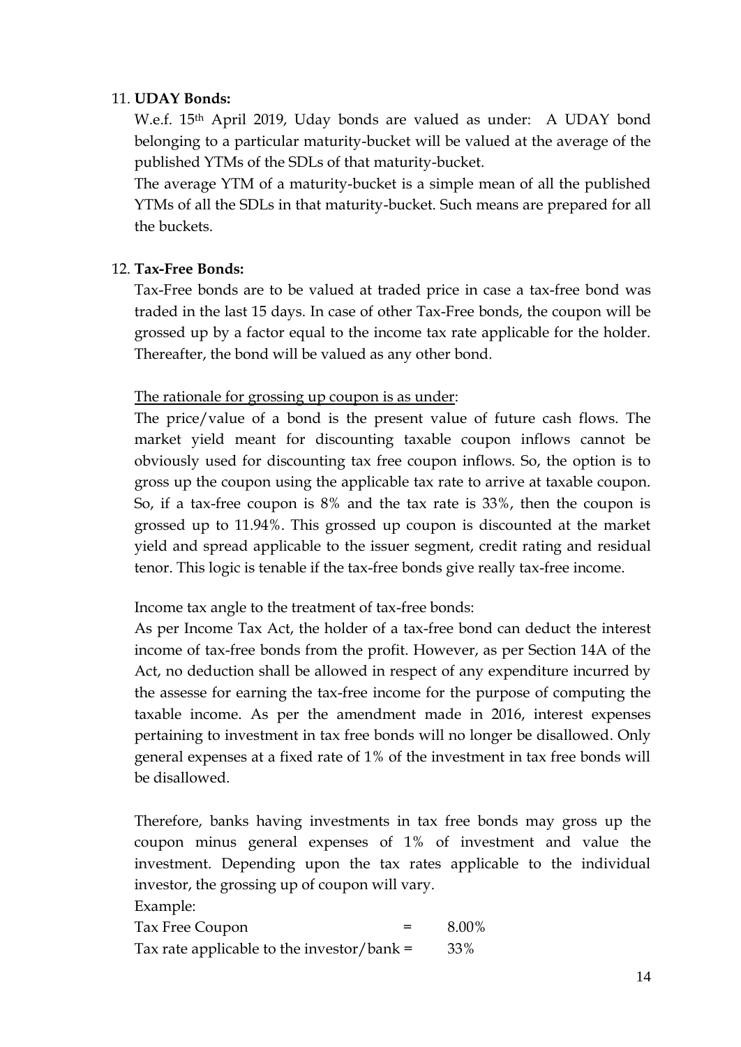11. **UDAY Bonds:**

    W.e.f. 15th April 2019, Uday bonds are valued as under: A UDAY bond belonging to a particular maturity-bucket will be valued at the average of the published YTMs of the SDLs of that maturity-bucket.

    The average YTM of a maturity-bucket is a simple mean of all the published YTMs of all the SDLs in that maturity-bucket. Such means are prepared for all the buckets.

12. **Tax-Free Bonds:**

    Tax-Free bonds are to be valued at traded price in case a tax-free bond was traded in the last 15 days. In case of other Tax-Free bonds, the coupon will be grossed up by a factor equal to the income tax rate applicable for the holder. Thereafter, the bond will be valued as any other bond.

    <u>The rationale for grossing up coupon is as under</u>:

    The price/value of a bond is the present value of future cash flows. The market yield meant for discounting taxable coupon inflows cannot be obviously used for discounting tax free coupon inflows. So, the option is to gross up the coupon using the applicable tax rate to arrive at taxable coupon. So, if a tax-free coupon is 8% and the tax rate is 33%, then the coupon is grossed up to 11.94%. This grossed up coupon is discounted at the market yield and spread applicable to the issuer segment, credit rating and residual tenor. This logic is tenable if the tax-free bonds give really tax-free income.

    Income tax angle to the treatment of tax-free bonds:

    As per Income Tax Act, the holder of a tax-free bond can deduct the interest income of tax-free bonds from the profit. However, as per Section 14A of the Act, no deduction shall be allowed in respect of any expenditure incurred by the assesse for earning the tax-free income for the purpose of computing the taxable income. As per the amendment made in 2016, interest expenses pertaining to investment in tax free bonds will no longer be disallowed. Only general expenses at a fixed rate of 1% of the investment in tax free bonds will be disallowed.

    Therefore, banks having investments in tax free bonds may gross up the coupon minus general expenses of 1% of investment and value the investment. Depending upon the tax rates applicable to the individual investor, the grossing up of coupon will vary.

    Example:

    Tax Free Coupon = 8.00%

    Tax rate applicable to the investor/bank = 33%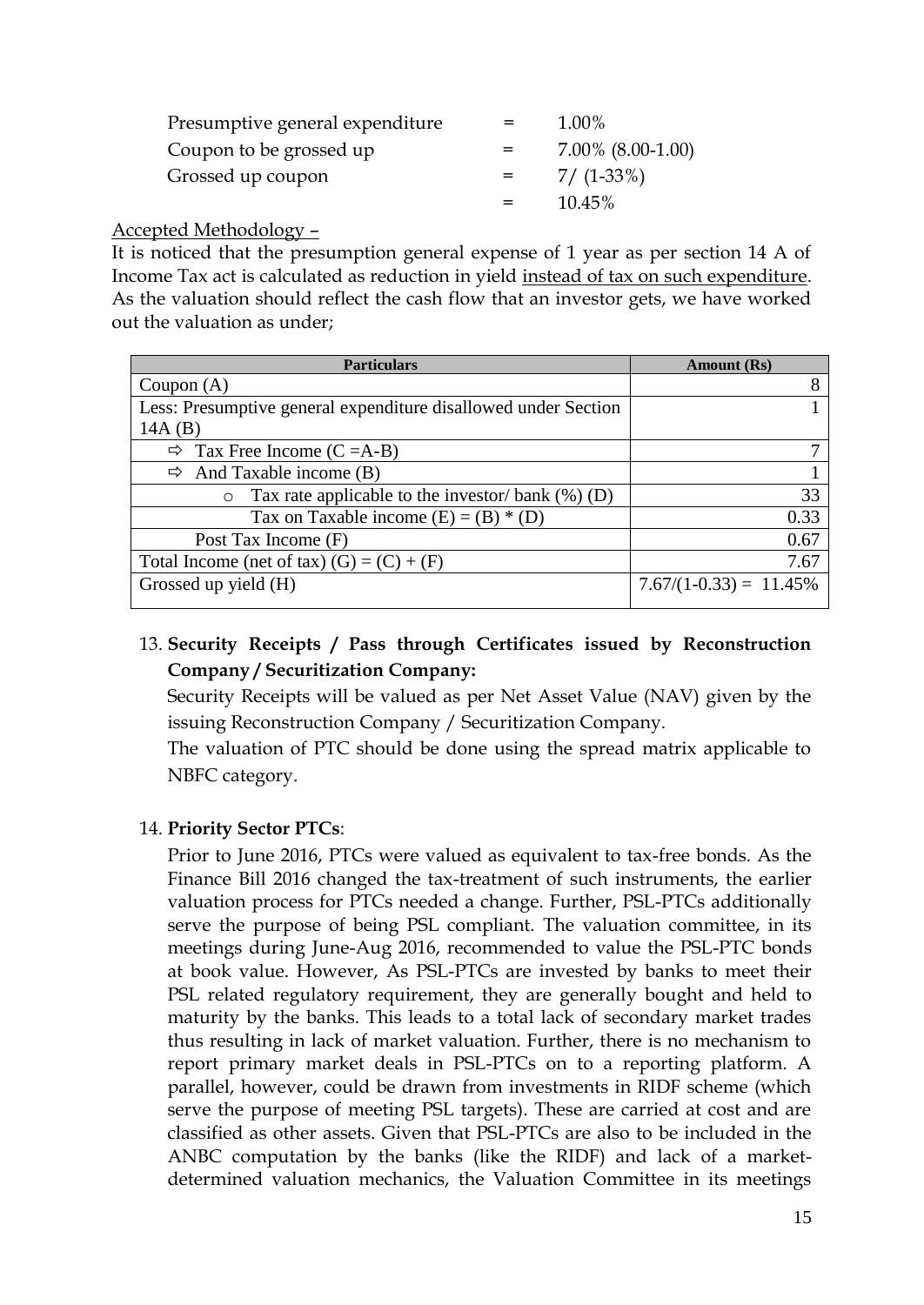| | | |
|---|---|---|
| Presumptive general expenditure | = | 1.00% |
| Coupon to be grossed up | = | 7.00% (8.00-1.00) |
| Grossed up coupon | = | 7/ (1-33%) |
| | = | 10.45% |

Accepted Methodology –

It is noticed that the presumption general expense of 1 year as per section 14 A of Income Tax act is calculated as reduction in yield instead of tax on such expenditure. As the valuation should reflect the cash flow that an investor gets, we have worked out the valuation as under;

| Particulars | Amount (Rs) |
|---|---|
| Coupon (A) | 8 |
| Less: Presumptive general expenditure disallowed under Section 14A (B) | 1 |
| ⇨ Tax Free Income (C =A-B) | 7 |
| ⇨ And Taxable income (B) | 1 |
| ○ Tax rate applicable to the investor/ bank (%) (D) | 33 |
| Tax on Taxable income (E) = (B) * (D) | 0.33 |
| Post Tax Income (F) | 0.67 |
| Total Income (net of tax) (G) = (C) + (F) | 7.67 |
| Grossed up yield (H) | 7.67/(1-0.33) = 11.45% |

13. **Security Receipts / Pass through Certificates issued by Reconstruction Company / Securitization Company:**

    Security Receipts will be valued as per Net Asset Value (NAV) given by the issuing Reconstruction Company / Securitization Company.

    The valuation of PTC should be done using the spread matrix applicable to NBFC category.

14. **Priority Sector PTCs**:

    Prior to June 2016, PTCs were valued as equivalent to tax-free bonds. As the Finance Bill 2016 changed the tax-treatment of such instruments, the earlier valuation process for PTCs needed a change. Further, PSL-PTCs additionally serve the purpose of being PSL compliant. The valuation committee, in its meetings during June-Aug 2016, recommended to value the PSL-PTC bonds at book value. However, As PSL-PTCs are invested by banks to meet their PSL related regulatory requirement, they are generally bought and held to maturity by the banks. This leads to a total lack of secondary market trades thus resulting in lack of market valuation. Further, there is no mechanism to report primary market deals in PSL-PTCs on to a reporting platform. A parallel, however, could be drawn from investments in RIDF scheme (which serve the purpose of meeting PSL targets). These are carried at cost and are classified as other assets. Given that PSL-PTCs are also to be included in the ANBC computation by the banks (like the RIDF) and lack of a market-determined valuation mechanics, the Valuation Committee in its meetings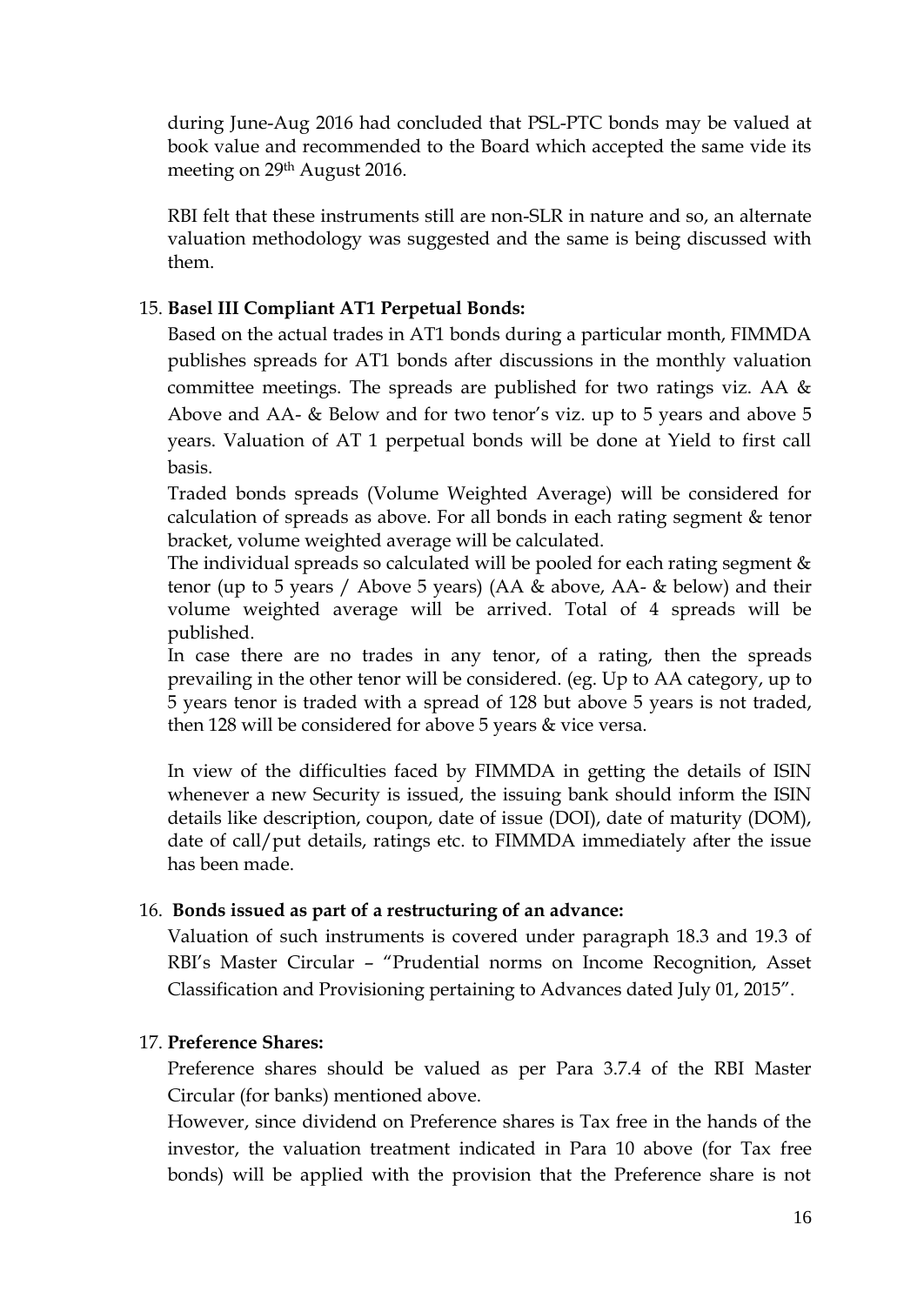during June-Aug 2016 had concluded that PSL-PTC bonds may be valued at book value and recommended to the Board which accepted the same vide its meeting on 29th August 2016.

RBI felt that these instruments still are non-SLR in nature and so, an alternate valuation methodology was suggested and the same is being discussed with them.

15. **Basel III Compliant AT1 Perpetual Bonds:**

    Based on the actual trades in AT1 bonds during a particular month, FIMMDA publishes spreads for AT1 bonds after discussions in the monthly valuation committee meetings. The spreads are published for two ratings viz. AA & Above and AA- & Below and for two tenor's viz. up to 5 years and above 5 years. Valuation of AT 1 perpetual bonds will be done at Yield to first call basis.

    Traded bonds spreads (Volume Weighted Average) will be considered for calculation of spreads as above. For all bonds in each rating segment & tenor bracket, volume weighted average will be calculated.

    The individual spreads so calculated will be pooled for each rating segment & tenor (up to 5 years / Above 5 years) (AA & above, AA- & below) and their volume weighted average will be arrived. Total of 4 spreads will be published.

    In case there are no trades in any tenor, of a rating, then the spreads prevailing in the other tenor will be considered. (eg. Up to AA category, up to 5 years tenor is traded with a spread of 128 but above 5 years is not traded, then 128 will be considered for above 5 years & vice versa.

    In view of the difficulties faced by FIMMDA in getting the details of ISIN whenever a new Security is issued, the issuing bank should inform the ISIN details like description, coupon, date of issue (DOI), date of maturity (DOM), date of call/put details, ratings etc. to FIMMDA immediately after the issue has been made.

16. **Bonds issued as part of a restructuring of an advance:**

    Valuation of such instruments is covered under paragraph 18.3 and 19.3 of RBI's Master Circular – "Prudential norms on Income Recognition, Asset Classification and Provisioning pertaining to Advances dated July 01, 2015".

17. **Preference Shares:**

    Preference shares should be valued as per Para 3.7.4 of the RBI Master Circular (for banks) mentioned above.

    However, since dividend on Preference shares is Tax free in the hands of the investor, the valuation treatment indicated in Para 10 above (for Tax free bonds) will be applied with the provision that the Preference share is not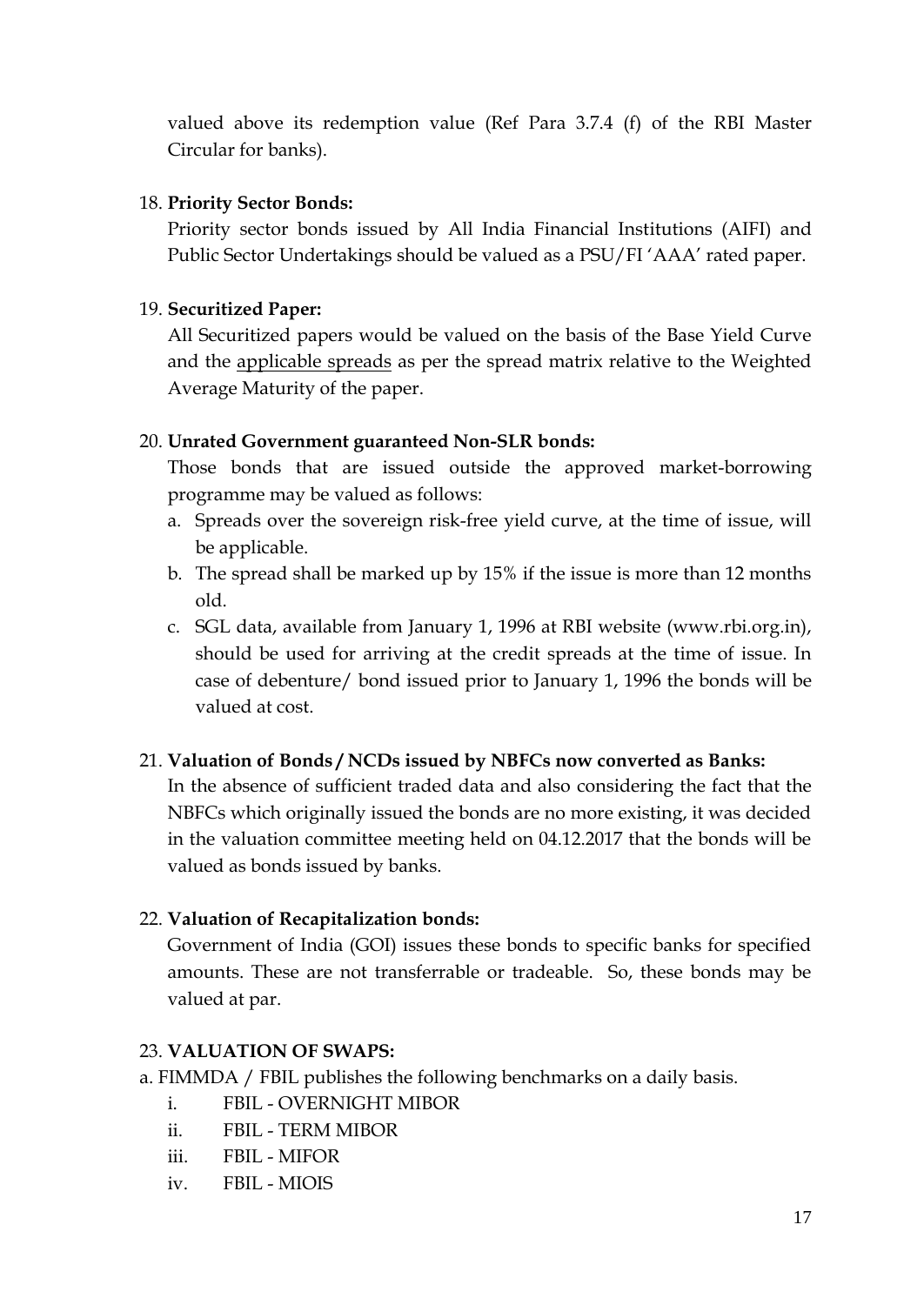valued above its redemption value (Ref Para 3.7.4 (f) of the RBI Master Circular for banks).

18. **Priority Sector Bonds:**

    Priority sector bonds issued by All India Financial Institutions (AIFI) and Public Sector Undertakings should be valued as a PSU/FI 'AAA' rated paper.

19. **Securitized Paper:**

    All Securitized papers would be valued on the basis of the Base Yield Curve and the applicable spreads as per the spread matrix relative to the Weighted Average Maturity of the paper.

20. **Unrated Government guaranteed Non-SLR bonds:**

    Those bonds that are issued outside the approved market-borrowing programme may be valued as follows:

    a. Spreads over the sovereign risk-free yield curve, at the time of issue, will be applicable.
    b. The spread shall be marked up by 15% if the issue is more than 12 months old.
    c. SGL data, available from January 1, 1996 at RBI website (www.rbi.org.in), should be used for arriving at the credit spreads at the time of issue. In case of debenture/ bond issued prior to January 1, 1996 the bonds will be valued at cost.

21. **Valuation of Bonds / NCDs issued by NBFCs now converted as Banks:**

    In the absence of sufficient traded data and also considering the fact that the NBFCs which originally issued the bonds are no more existing, it was decided in the valuation committee meeting held on 04.12.2017 that the bonds will be valued as bonds issued by banks.

22. **Valuation of Recapitalization bonds:**

    Government of India (GOI) issues these bonds to specific banks for specified amounts. These are not transferrable or tradeable. So, these bonds may be valued at par.

23. **VALUATION OF SWAPS:**

a. FIMMDA / FBIL publishes the following benchmarks on a daily basis.

   i. FBIL - OVERNIGHT MIBOR
   ii. FBIL - TERM MIBOR
   iii. FBIL - MIFOR
   iv. FBIL - MIOIS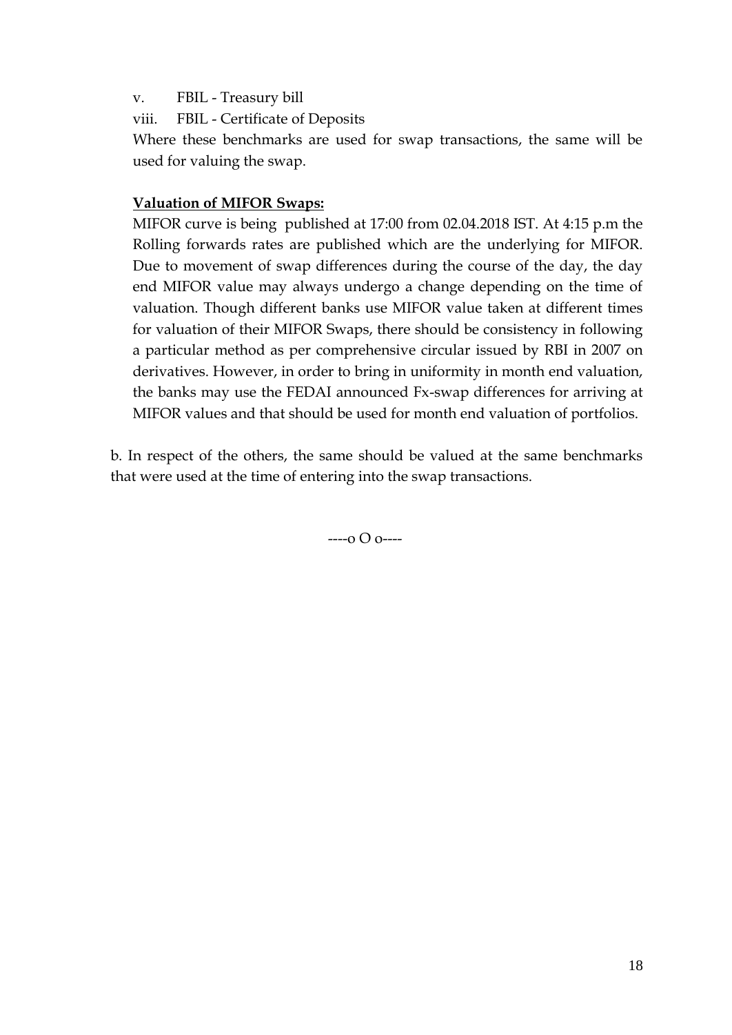v. FBIL - Treasury bill

viii. FBIL - Certificate of Deposits

Where these benchmarks are used for swap transactions, the same will be used for valuing the swap.

**Valuation of MIFOR Swaps:**

MIFOR curve is being published at 17:00 from 02.04.2018 IST. At 4:15 p.m the Rolling forwards rates are published which are the underlying for MIFOR. Due to movement of swap differences during the course of the day, the day end MIFOR value may always undergo a change depending on the time of valuation. Though different banks use MIFOR value taken at different times for valuation of their MIFOR Swaps, there should be consistency in following a particular method as per comprehensive circular issued by RBI in 2007 on derivatives. However, in order to bring in uniformity in month end valuation, the banks may use the FEDAI announced Fx-swap differences for arriving at MIFOR values and that should be used for month end valuation of portfolios.

b. In respect of the others, the same should be valued at the same benchmarks that were used at the time of entering into the swap transactions.

----o O o----